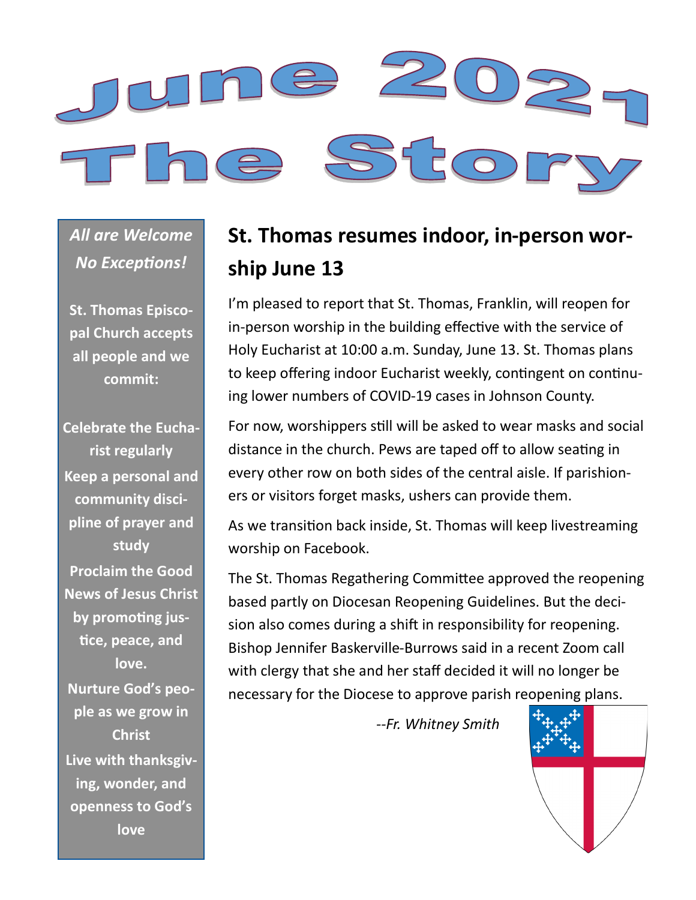# June 2021
# The Story

*All are Welcome*
*No Exceptions!*

**St. Thomas Episcopal Church accepts all people and we commit:**

**Celebrate the Eucharist regularly**
**Keep a personal and community discipline of prayer and study**
**Proclaim the Good News of Jesus Christ by promoting justice, peace, and love.**
**Nurture God's people as we grow in Christ**
**Live with thanksgiving, wonder, and openness to God's love**

## St. Thomas resumes indoor, in-person worship June 13

I'm pleased to report that St. Thomas, Franklin, will reopen for in-person worship in the building effective with the service of Holy Eucharist at 10:00 a.m. Sunday, June 13. St. Thomas plans to keep offering indoor Eucharist weekly, contingent on continuing lower numbers of COVID-19 cases in Johnson County.

For now, worshippers still will be asked to wear masks and social distance in the church. Pews are taped off to allow seating in every other row on both sides of the central aisle. If parishioners or visitors forget masks, ushers can provide them.

As we transition back inside, St. Thomas will keep livestreaming worship on Facebook.

The St. Thomas Regathering Committee approved the reopening based partly on Diocesan Reopening Guidelines. But the decision also comes during a shift in responsibility for reopening. Bishop Jennifer Baskerville-Burrows said in a recent Zoom call with clergy that she and her staff decided it will no longer be necessary for the Diocese to approve parish reopening plans.

*--Fr. Whitney Smith*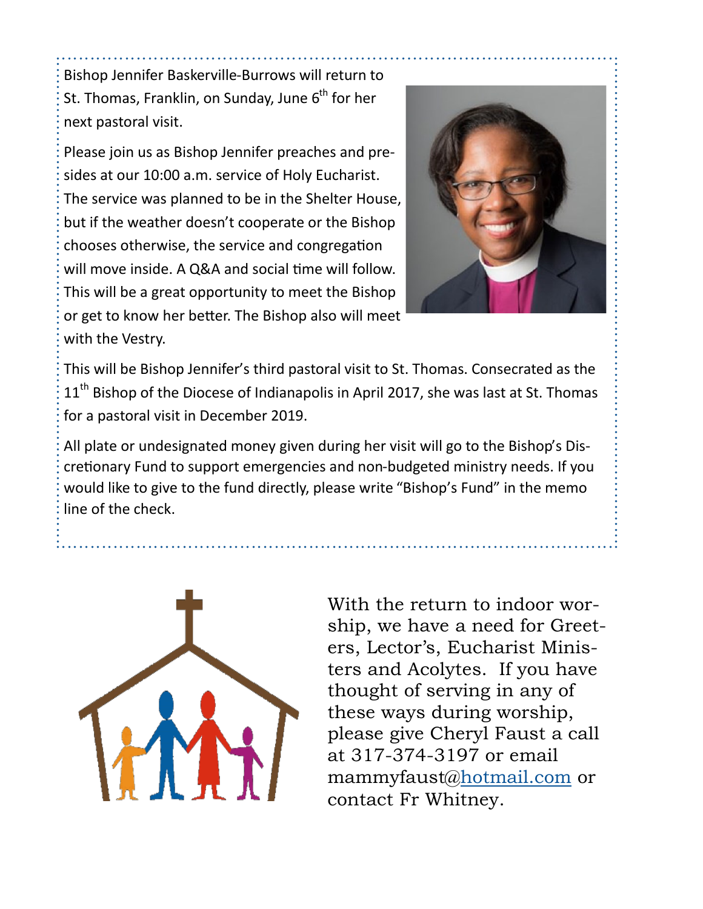Bishop Jennifer Baskerville-Burrows will return to St. Thomas, Franklin, on Sunday, June 6th for her next pastoral visit.

Please join us as Bishop Jennifer preaches and presides at our 10:00 a.m. service of Holy Eucharist. The service was planned to be in the Shelter House, but if the weather doesn't cooperate or the Bishop chooses otherwise, the service and congregation will move inside. A Q&A and social time will follow. This will be a great opportunity to meet the Bishop or get to know her better. The Bishop also will meet with the Vestry.

This will be Bishop Jennifer's third pastoral visit to St. Thomas. Consecrated as the 11th Bishop of the Diocese of Indianapolis in April 2017, she was last at St. Thomas for a pastoral visit in December 2019.

All plate or undesignated money given during her visit will go to the Bishop's Discretionary Fund to support emergencies and non-budgeted ministry needs. If you would like to give to the fund directly, please write "Bishop's Fund" in the memo line of the check.

With the return to indoor worship, we have a need for Greeters, Lector's, Eucharist Ministers and Acolytes. If you have thought of serving in any of these ways during worship, please give Cheryl Faust a call at 317-374-3197 or email mammyfaust@hotmail.com or contact Fr Whitney.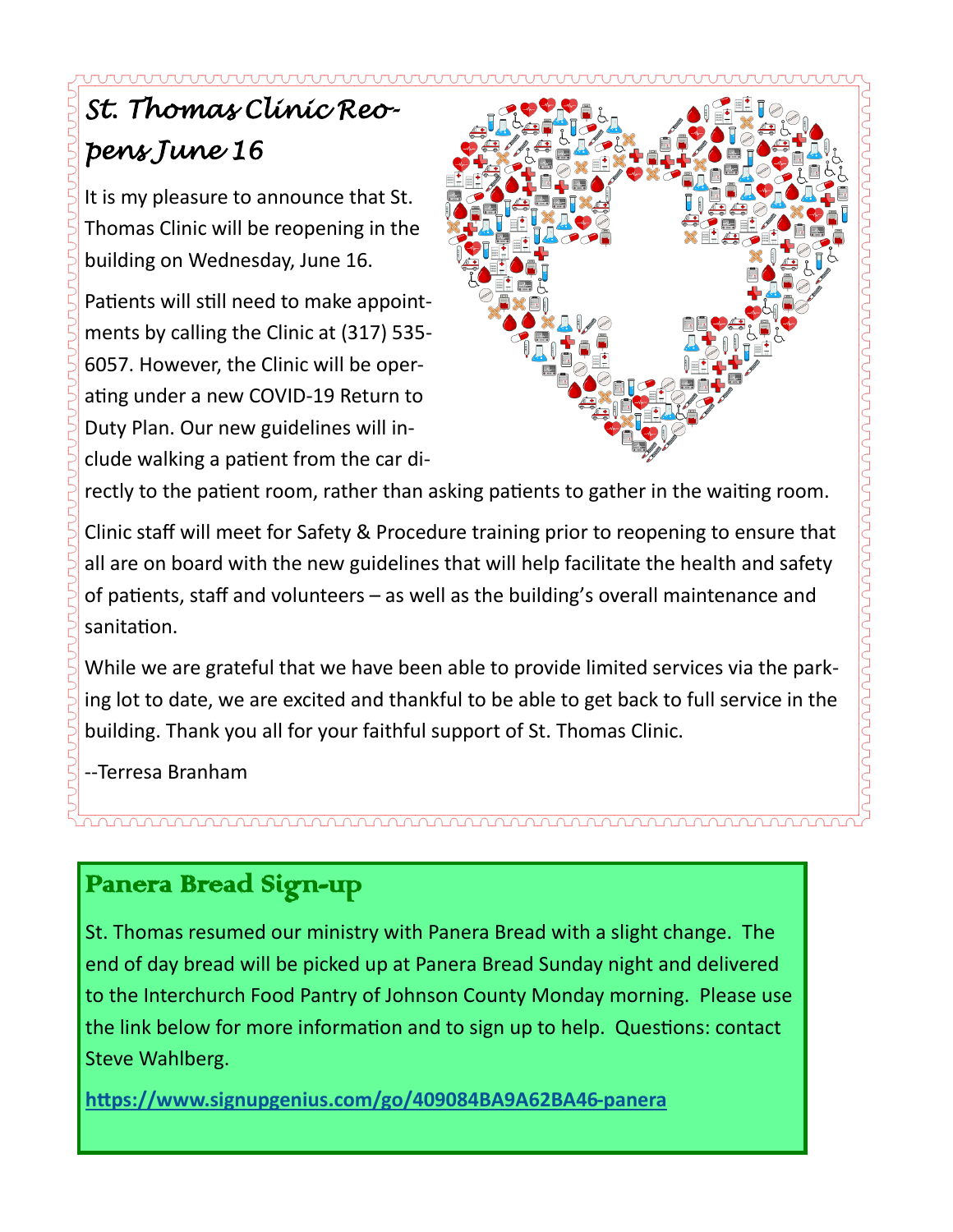## St. Thomas Clinic Reopens June 16

It is my pleasure to announce that St. Thomas Clinic will be reopening in the building on Wednesday, June 16.

Patients will still need to make appointments by calling the Clinic at (317) 535-6057. However, the Clinic will be operating under a new COVID-19 Return to Duty Plan. Our new guidelines will include walking a patient from the car directly to the patient room, rather than asking patients to gather in the waiting room.

Clinic staff will meet for Safety & Procedure training prior to reopening to ensure that all are on board with the new guidelines that will help facilitate the health and safety of patients, staff and volunteers – as well as the building's overall maintenance and sanitation.

While we are grateful that we have been able to provide limited services via the parking lot to date, we are excited and thankful to be able to get back to full service in the building. Thank you all for your faithful support of St. Thomas Clinic.

--Terresa Branham

## Panera Bread Sign-up

St. Thomas resumed our ministry with Panera Bread with a slight change. The end of day bread will be picked up at Panera Bread Sunday night and delivered to the Interchurch Food Pantry of Johnson County Monday morning. Please use the link below for more information and to sign up to help. Questions: contact Steve Wahlberg.

**https://www.signupgenius.com/go/409084BA9A62BA46-panera**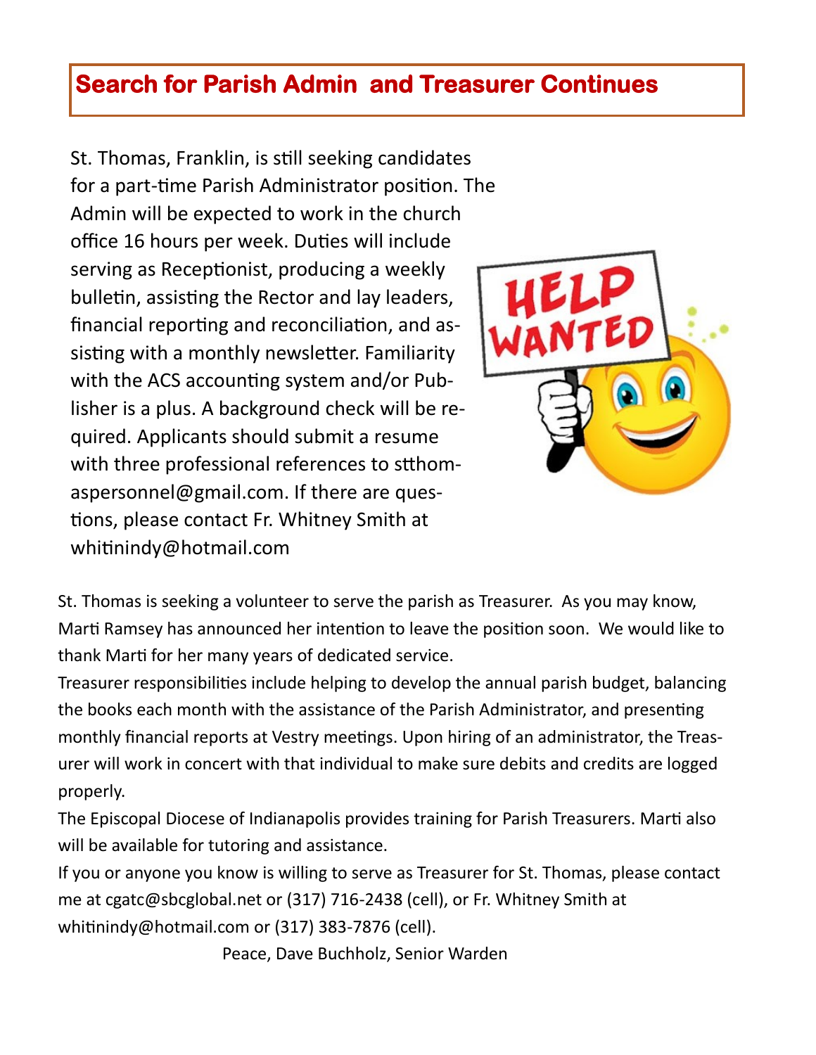## Search for Parish Admin and Treasurer Continues

St. Thomas, Franklin, is still seeking candidates for a part-time Parish Administrator position. The Admin will be expected to work in the church office 16 hours per week. Duties will include serving as Receptionist, producing a weekly bulletin, assisting the Rector and lay leaders, financial reporting and reconciliation, and assisting with a monthly newsletter. Familiarity with the ACS accounting system and/or Publisher is a plus. A background check will be required. Applicants should submit a resume with three professional references to stthomaspersonnel@gmail.com. If there are questions, please contact Fr. Whitney Smith at whitinindy@hotmail.com

St. Thomas is seeking a volunteer to serve the parish as Treasurer. As you may know, Marti Ramsey has announced her intention to leave the position soon. We would like to thank Marti for her many years of dedicated service.

Treasurer responsibilities include helping to develop the annual parish budget, balancing the books each month with the assistance of the Parish Administrator, and presenting monthly financial reports at Vestry meetings. Upon hiring of an administrator, the Treasurer will work in concert with that individual to make sure debits and credits are logged properly.

The Episcopal Diocese of Indianapolis provides training for Parish Treasurers. Marti also will be available for tutoring and assistance.

If you or anyone you know is willing to serve as Treasurer for St. Thomas, please contact me at cgatc@sbcglobal.net or (317) 716-2438 (cell), or Fr. Whitney Smith at whitinindy@hotmail.com or (317) 383-7876 (cell).

Peace, Dave Buchholz, Senior Warden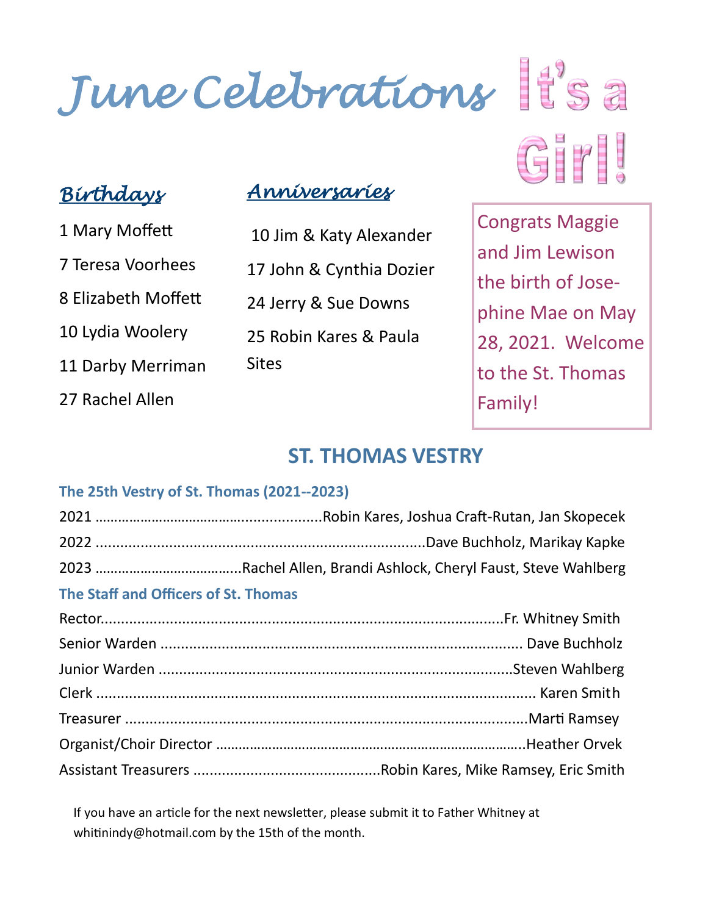# June Celebrations

## It's a Girl!

### Birthdays

1 Mary Moffett

7 Teresa Voorhees

8 Elizabeth Moffett

10 Lydia Woolery

11 Darby Merriman

27 Rachel Allen

### Anniversaries

10 Jim & Katy Alexander

17 John & Cynthia Dozier

24 Jerry & Sue Downs

25 Robin Kares & Paula Sites

Congrats Maggie and Jim Lewison the birth of Josephine Mae on May 28, 2021. Welcome to the St. Thomas Family!

## ST. THOMAS VESTRY

**The 25th Vestry of St. Thomas (2021--2023)**

2021 ..........................................................Robin Kares, Joshua Craft-Rutan, Jan Skopecek

2022 ..................................................................................Dave Buchholz, Marikay Kapke

2023 .......................................Rachel Allen, Brandi Ashlock, Cheryl Faust, Steve Wahlberg

**The Staff and Officers of St. Thomas**

Rector......................................................................................................Fr. Whitney Smith

Senior Warden ............................................................................................ Dave Buchholz

Junior Warden .........................................................................................Steven Wahlberg

Clerk ............................................................................................................. Karen Smith

Treasurer ......................................................................................................Marti Ramsey

Organist/Choir Director ………………………………………………………………………..Heather Orvek

Assistant Treasurers ..............................................Robin Kares, Mike Ramsey, Eric Smith

If you have an article for the next newsletter, please submit it to Father Whitney at whitinindy@hotmail.com by the 15th of the month.